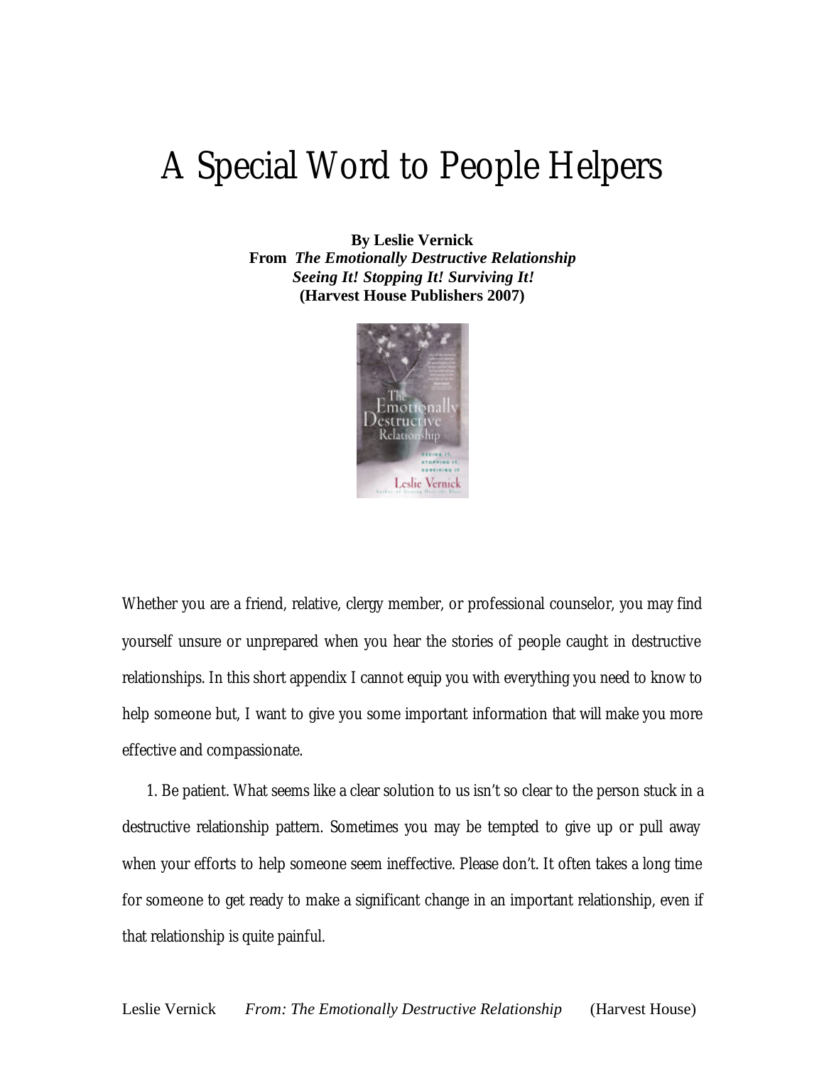# A Special Word to People Helpers

**By Leslie Vernick**
**From *The Emotionally Destructive Relationship***
***Seeing It! Stopping It! Surviving It!***
**(Harvest House Publishers 2007)**

Whether you are a friend, relative, clergy member, or professional counselor, you may find yourself unsure or unprepared when you hear the stories of people caught in destructive relationships. In this short appendix I cannot equip you with everything you need to know to help someone but, I want to give you some important information that will make you more effective and compassionate.

1. Be patient. What seems like a clear solution to us isn't so clear to the person stuck in a destructive relationship pattern. Sometimes you may be tempted to give up or pull away when your efforts to help someone seem ineffective. Please don't. It often takes a long time for someone to get ready to make a significant change in an important relationship, even if that relationship is quite painful.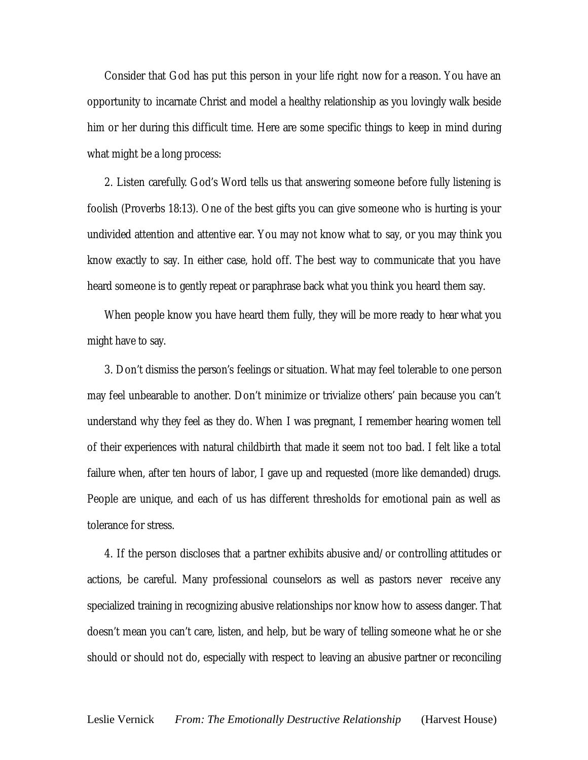Consider that God has put this person in your life right now for a reason. You have an opportunity to incarnate Christ and model a healthy relationship as you lovingly walk beside him or her during this difficult time. Here are some specific things to keep in mind during what might be a long process:

2. Listen carefully. God's Word tells us that answering someone before fully listening is foolish (Proverbs 18:13). One of the best gifts you can give someone who is hurting is your undivided attention and attentive ear. You may not know what to say, or you may think you know exactly to say. In either case, hold off. The best way to communicate that you have heard someone is to gently repeat or paraphrase back what you think you heard them say.

When people know you have heard them fully, they will be more ready to hear what you might have to say.

3. Don't dismiss the person's feelings or situation. What may feel tolerable to one person may feel unbearable to another. Don't minimize or trivialize others' pain because you can't understand why they feel as they do. When I was pregnant, I remember hearing women tell of their experiences with natural childbirth that made it seem not too bad. I felt like a total failure when, after ten hours of labor, I gave up and requested (more like demanded) drugs. People are unique, and each of us has different thresholds for emotional pain as well as tolerance for stress.

4. If the person discloses that a partner exhibits abusive and/or controlling attitudes or actions, be careful. Many professional counselors as well as pastors never receive any specialized training in recognizing abusive relationships nor know how to assess danger. That doesn't mean you can't care, listen, and help, but be wary of telling someone what he or she should or should not do, especially with respect to leaving an abusive partner or reconciling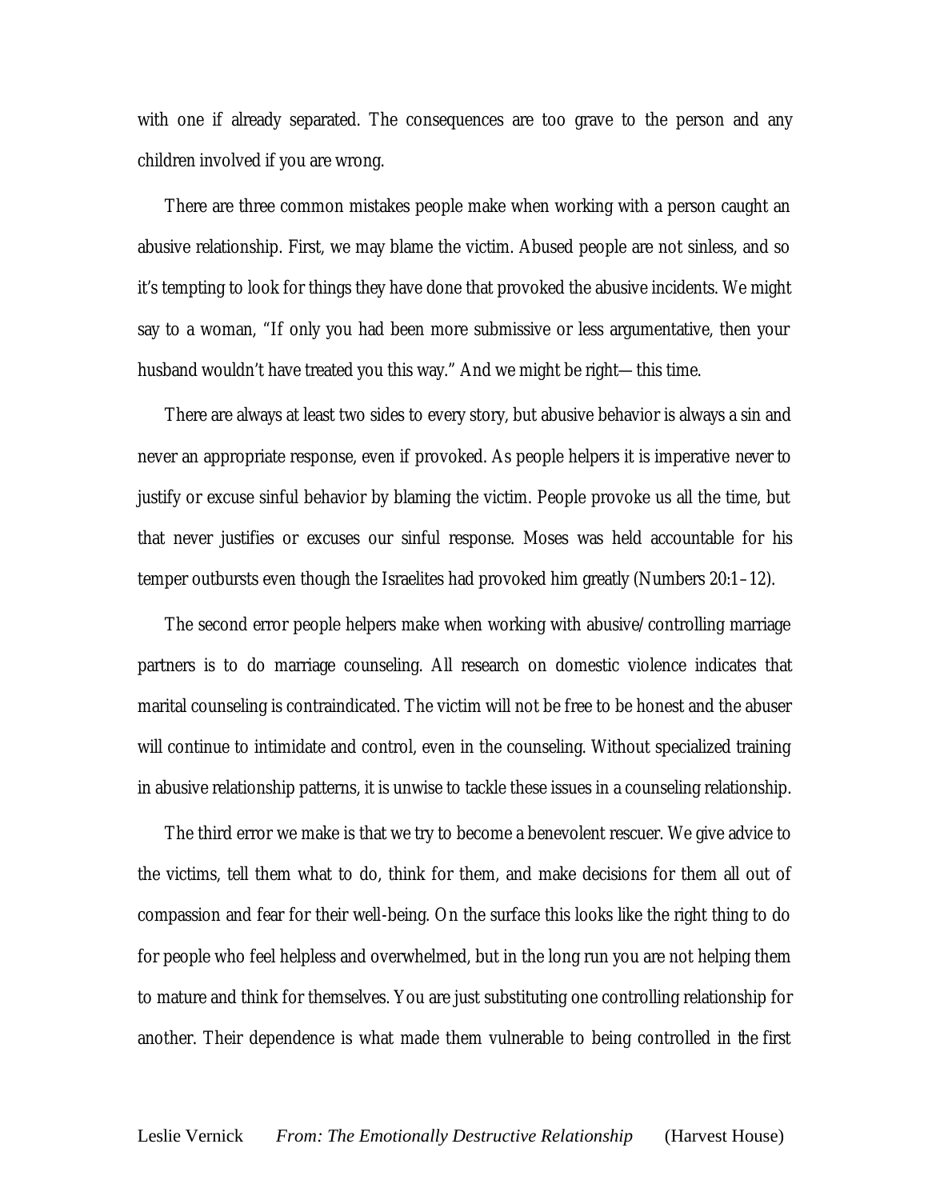with one if already separated. The consequences are too grave to the person and any children involved if you are wrong.

There are three common mistakes people make when working with a person caught an abusive relationship. First, we may blame the victim. Abused people are not sinless, and so it's tempting to look for things they have done that provoked the abusive incidents. We might say to a woman, "If only you had been more submissive or less argumentative, then your husband wouldn't have treated you this way." And we might be right— this time.

There are always at least two sides to every story, but abusive behavior is always a sin and never an appropriate response, even if provoked. As people helpers it is imperative never to justify or excuse sinful behavior by blaming the victim. People provoke us all the time, but that never justifies or excuses our sinful response. Moses was held accountable for his temper outbursts even though the Israelites had provoked him greatly (Numbers 20:1–12).

The second error people helpers make when working with abusive/controlling marriage partners is to do marriage counseling. All research on domestic violence indicates that marital counseling is contraindicated. The victim will not be free to be honest and the abuser will continue to intimidate and control, even in the counseling. Without specialized training in abusive relationship patterns, it is unwise to tackle these issues in a counseling relationship.

The third error we make is that we try to become a benevolent rescuer. We give advice to the victims, tell them what to do, think for them, and make decisions for them all out of compassion and fear for their well-being. On the surface this looks like the right thing to do for people who feel helpless and overwhelmed, but in the long run you are not helping them to mature and think for themselves. You are just substituting one controlling relationship for another. Their dependence is what made them vulnerable to being controlled in the first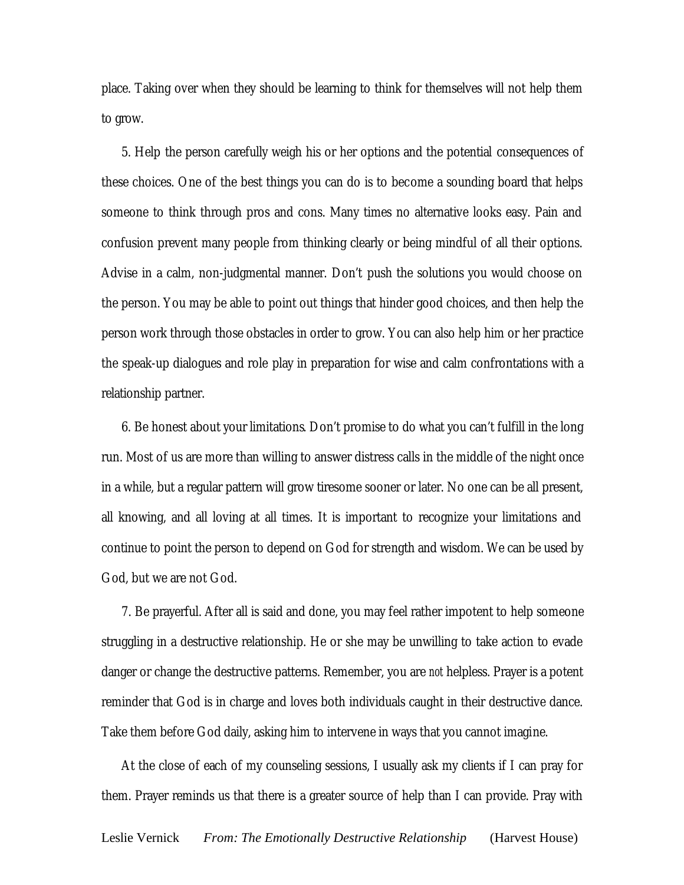place. Taking over when they should be learning to think for themselves will not help them to grow.

5. Help the person carefully weigh his or her options and the potential consequences of these choices. One of the best things you can do is to become a sounding board that helps someone to think through pros and cons. Many times no alternative looks easy. Pain and confusion prevent many people from thinking clearly or being mindful of all their options. Advise in a calm, non-judgmental manner. Don't push the solutions you would choose on the person. You may be able to point out things that hinder good choices, and then help the person work through those obstacles in order to grow. You can also help him or her practice the speak-up dialogues and role play in preparation for wise and calm confrontations with a relationship partner.

6. Be honest about your limitations. Don't promise to do what you can't fulfill in the long run. Most of us are more than willing to answer distress calls in the middle of the night once in a while, but a regular pattern will grow tiresome sooner or later. No one can be all present, all knowing, and all loving at all times. It is important to recognize your limitations and continue to point the person to depend on God for strength and wisdom. We can be used by God, but we are not God.

7. Be prayerful. After all is said and done, you may feel rather impotent to help someone struggling in a destructive relationship. He or she may be unwilling to take action to evade danger or change the destructive patterns. Remember, you are *not* helpless. Prayer is a potent reminder that God is in charge and loves both individuals caught in their destructive dance. Take them before God daily, asking him to intervene in ways that you cannot imagine.

At the close of each of my counseling sessions, I usually ask my clients if I can pray for them. Prayer reminds us that there is a greater source of help than I can provide. Pray with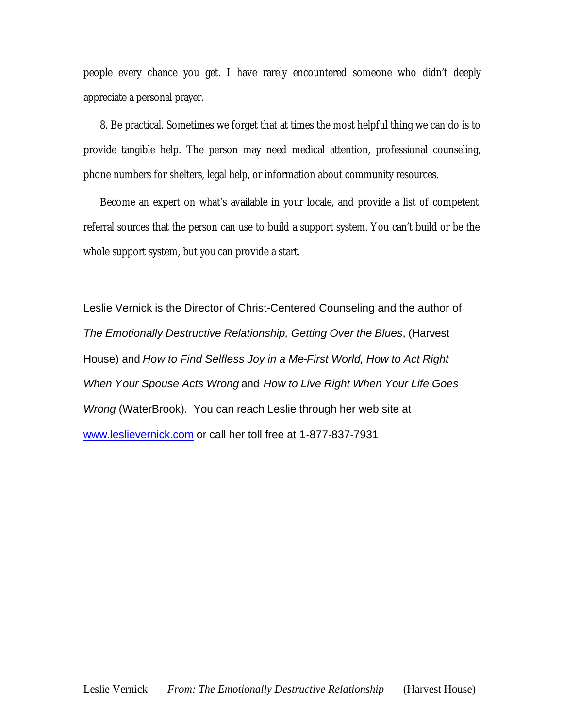people every chance you get. I have rarely encountered someone who didn't deeply appreciate a personal prayer.

8. Be practical. Sometimes we forget that at times the most helpful thing we can do is to provide tangible help. The person may need medical attention, professional counseling, phone numbers for shelters, legal help, or information about community resources.

Become an expert on what's available in your locale, and provide a list of competent referral sources that the person can use to build a support system. You can't build or be the whole support system, but you can provide a start.

Leslie Vernick is the Director of Christ-Centered Counseling and the author of *The Emotionally Destructive Relationship, Getting Over the Blues*, (Harvest House) and *How to Find Selfless Joy in a Me-First World, How to Act Right When Your Spouse Acts Wrong* and *How to Live Right When Your Life Goes Wrong* (WaterBrook). You can reach Leslie through her web site at www.leslievernick.com or call her toll free at 1-877-837-7931